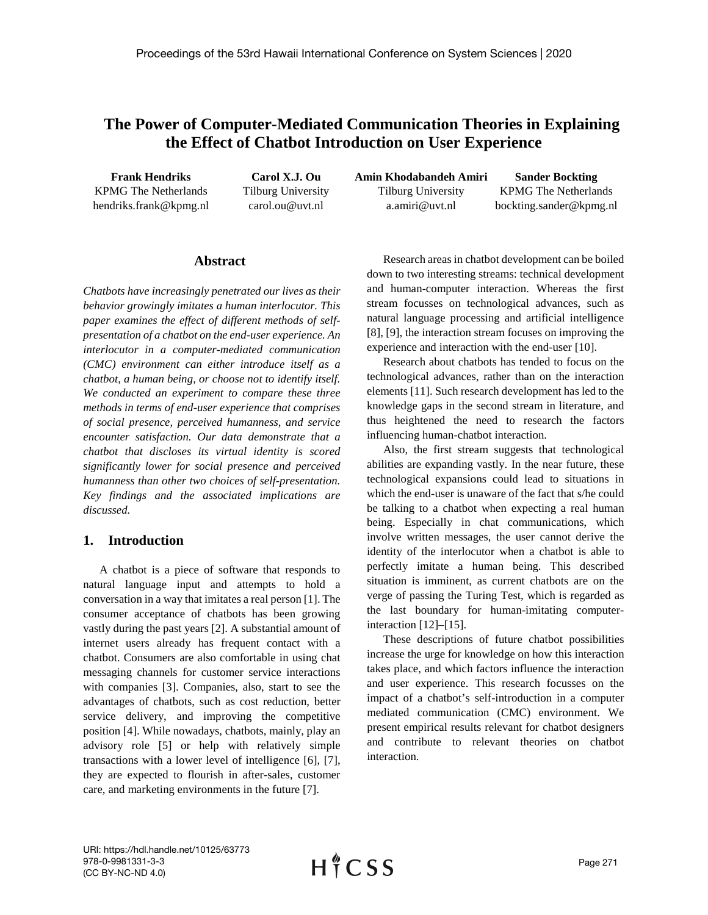# The Power of Computer-Mediated Communication Theories in Explaining the Effect of Chatbot Introduction on User Experience

**Frank Hendriks**
KPMG The Netherlands
hendriks.frank@kpmg.nl

**Carol X.J. Ou**
Tilburg University
carol.ou@uvt.nl

**Amin Khodabandeh Amiri**
Tilburg University
a.amiri@uvt.nl

**Sander Bockting**
KPMG The Netherlands
bockting.sander@kpmg.nl

## Abstract

*Chatbots have increasingly penetrated our lives as their behavior growingly imitates a human interlocutor. This paper examines the effect of different methods of self-presentation of a chatbot on the end-user experience. An interlocutor in a computer-mediated communication (CMC) environment can either introduce itself as a chatbot, a human being, or choose not to identify itself. We conducted an experiment to compare these three methods in terms of end-user experience that comprises of social presence, perceived humanness, and service encounter satisfaction. Our data demonstrate that a chatbot that discloses its virtual identity is scored significantly lower for social presence and perceived humanness than other two choices of self-presentation. Key findings and the associated implications are discussed.*

## 1. Introduction

A chatbot is a piece of software that responds to natural language input and attempts to hold a conversation in a way that imitates a real person [1]. The consumer acceptance of chatbots has been growing vastly during the past years [2]. A substantial amount of internet users already has frequent contact with a chatbot. Consumers are also comfortable in using chat messaging channels for customer service interactions with companies [3]. Companies, also, start to see the advantages of chatbots, such as cost reduction, better service delivery, and improving the competitive position [4]. While nowadays, chatbots, mainly, play an advisory role [5] or help with relatively simple transactions with a lower level of intelligence [6], [7], they are expected to flourish in after-sales, customer care, and marketing environments in the future [7].

Research areas in chatbot development can be boiled down to two interesting streams: technical development and human-computer interaction. Whereas the first stream focusses on technological advances, such as natural language processing and artificial intelligence [8], [9], the interaction stream focuses on improving the experience and interaction with the end-user [10].

Research about chatbots has tended to focus on the technological advances, rather than on the interaction elements [11]. Such research development has led to the knowledge gaps in the second stream in literature, and thus heightened the need to research the factors influencing human-chatbot interaction.

Also, the first stream suggests that technological abilities are expanding vastly. In the near future, these technological expansions could lead to situations in which the end-user is unaware of the fact that s/he could be talking to a chatbot when expecting a real human being. Especially in chat communications, which involve written messages, the user cannot derive the identity of the interlocutor when a chatbot is able to perfectly imitate a human being. This described situation is imminent, as current chatbots are on the verge of passing the Turing Test, which is regarded as the last boundary for human-imitating computer-interaction [12]–[15].

These descriptions of future chatbot possibilities increase the urge for knowledge on how this interaction takes place, and which factors influence the interaction and user experience. This research focusses on the impact of a chatbot's self-introduction in a computer mediated communication (CMC) environment. We present empirical results relevant for chatbot designers and contribute to relevant theories on chatbot interaction.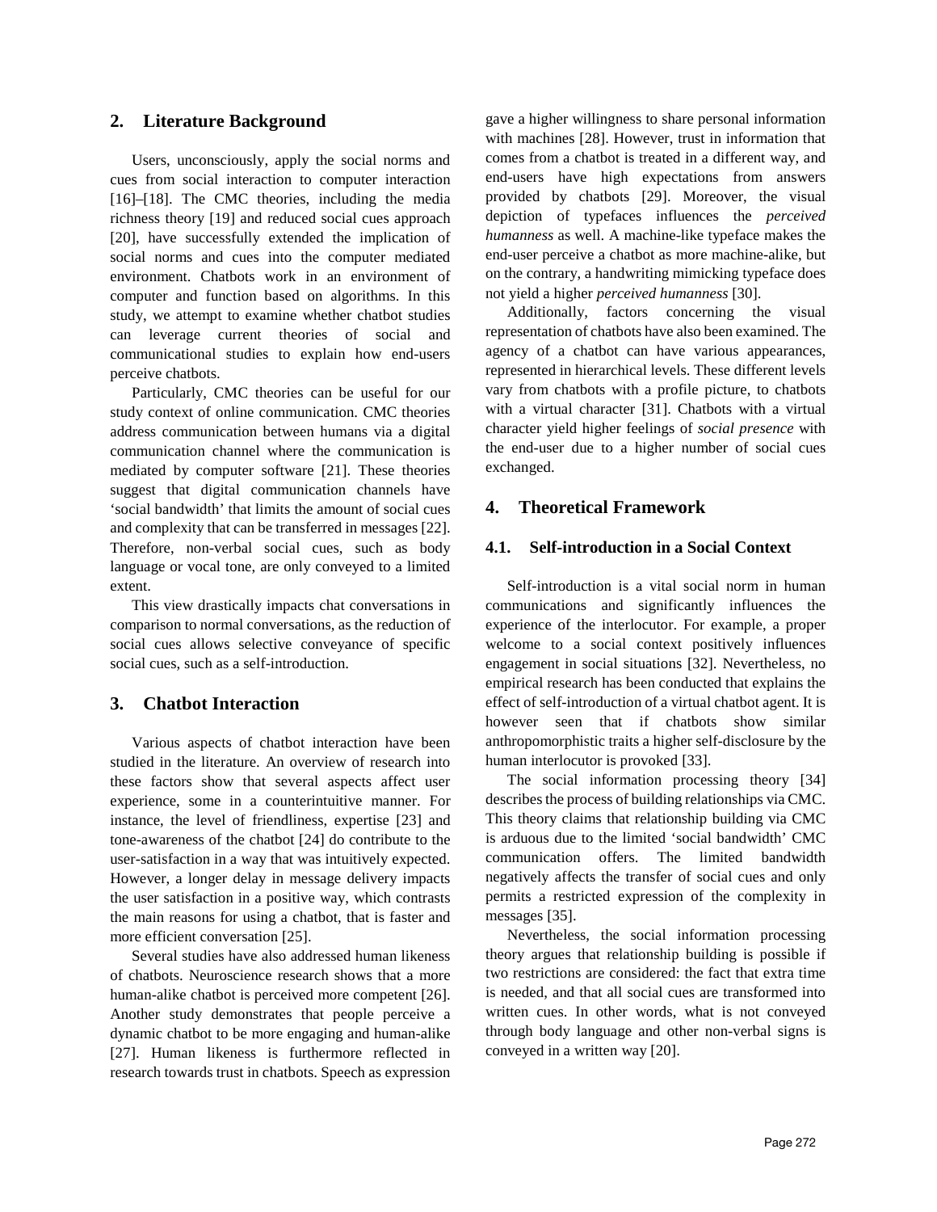## 2. Literature Background

Users, unconsciously, apply the social norms and cues from social interaction to computer interaction [16]–[18]. The CMC theories, including the media richness theory [19] and reduced social cues approach [20], have successfully extended the implication of social norms and cues into the computer mediated environment. Chatbots work in an environment of computer and function based on algorithms. In this study, we attempt to examine whether chatbot studies can leverage current theories of social and communicational studies to explain how end-users perceive chatbots.

Particularly, CMC theories can be useful for our study context of online communication. CMC theories address communication between humans via a digital communication channel where the communication is mediated by computer software [21]. These theories suggest that digital communication channels have 'social bandwidth' that limits the amount of social cues and complexity that can be transferred in messages [22]. Therefore, non-verbal social cues, such as body language or vocal tone, are only conveyed to a limited extent.

This view drastically impacts chat conversations in comparison to normal conversations, as the reduction of social cues allows selective conveyance of specific social cues, such as a self-introduction.

## 3. Chatbot Interaction

Various aspects of chatbot interaction have been studied in the literature. An overview of research into these factors show that several aspects affect user experience, some in a counterintuitive manner. For instance, the level of friendliness, expertise [23] and tone-awareness of the chatbot [24] do contribute to the user-satisfaction in a way that was intuitively expected. However, a longer delay in message delivery impacts the user satisfaction in a positive way, which contrasts the main reasons for using a chatbot, that is faster and more efficient conversation [25].

Several studies have also addressed human likeness of chatbots. Neuroscience research shows that a more human-alike chatbot is perceived more competent [26]. Another study demonstrates that people perceive a dynamic chatbot to be more engaging and human-alike [27]. Human likeness is furthermore reflected in research towards trust in chatbots. Speech as expression gave a higher willingness to share personal information with machines [28]. However, trust in information that comes from a chatbot is treated in a different way, and end-users have high expectations from answers provided by chatbots [29]. Moreover, the visual depiction of typefaces influences the *perceived humanness* as well. A machine-like typeface makes the end-user perceive a chatbot as more machine-alike, but on the contrary, a handwriting mimicking typeface does not yield a higher *perceived humanness* [30].

Additionally, factors concerning the visual representation of chatbots have also been examined. The agency of a chatbot can have various appearances, represented in hierarchical levels. These different levels vary from chatbots with a profile picture, to chatbots with a virtual character [31]. Chatbots with a virtual character yield higher feelings of *social presence* with the end-user due to a higher number of social cues exchanged.

## 4. Theoretical Framework

### 4.1. Self-introduction in a Social Context

Self-introduction is a vital social norm in human communications and significantly influences the experience of the interlocutor. For example, a proper welcome to a social context positively influences engagement in social situations [32]. Nevertheless, no empirical research has been conducted that explains the effect of self-introduction of a virtual chatbot agent. It is however seen that if chatbots show similar anthropomorphistic traits a higher self-disclosure by the human interlocutor is provoked [33].

The social information processing theory [34] describes the process of building relationships via CMC. This theory claims that relationship building via CMC is arduous due to the limited 'social bandwidth' CMC communication offers. The limited bandwidth negatively affects the transfer of social cues and only permits a restricted expression of the complexity in messages [35].

Nevertheless, the social information processing theory argues that relationship building is possible if two restrictions are considered: the fact that extra time is needed, and that all social cues are transformed into written cues. In other words, what is not conveyed through body language and other non-verbal signs is conveyed in a written way [20].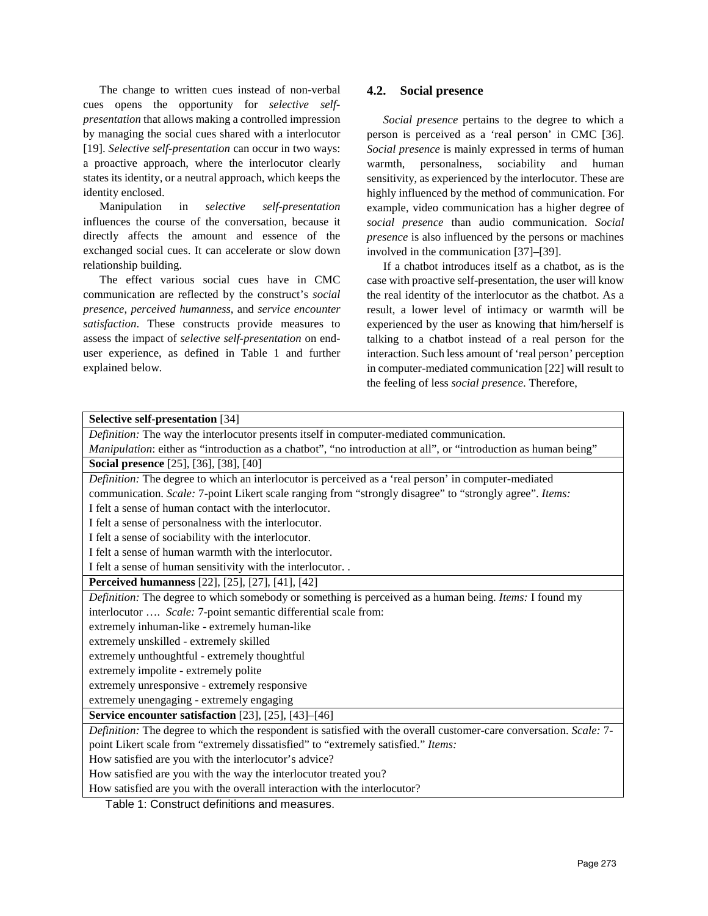The change to written cues instead of non-verbal cues opens the opportunity for *selective self-presentation* that allows making a controlled impression by managing the social cues shared with a interlocutor [19]. *Selective self-presentation* can occur in two ways: a proactive approach, where the interlocutor clearly states its identity, or a neutral approach, which keeps the identity enclosed.

Manipulation in *selective self-presentation* influences the course of the conversation, because it directly affects the amount and essence of the exchanged social cues. It can accelerate or slow down relationship building.

The effect various social cues have in CMC communication are reflected by the construct's *social presence*, *perceived humanness*, and *service encounter satisfaction*. These constructs provide measures to assess the impact of *selective self-presentation* on end-user experience, as defined in Table 1 and further explained below.

## 4.2. Social presence

*Social presence* pertains to the degree to which a person is perceived as a 'real person' in CMC [36]. *Social presence* is mainly expressed in terms of human warmth, personalness, sociability and human sensitivity, as experienced by the interlocutor. These are highly influenced by the method of communication. For example, video communication has a higher degree of *social presence* than audio communication. *Social presence* is also influenced by the persons or machines involved in the communication [37]–[39].

If a chatbot introduces itself as a chatbot, as is the case with proactive self-presentation, the user will know the real identity of the interlocutor as the chatbot. As a result, a lower level of intimacy or warmth will be experienced by the user as knowing that him/herself is talking to a chatbot instead of a real person for the interaction. Such less amount of 'real person' perception in computer-mediated communication [22] will result to the feeling of less *social presence*. Therefore,

| **Selective self-presentation** [34] |
|---|
| *Definition:* The way the interlocutor presents itself in computer-mediated communication.<br>*Manipulation*: either as "introduction as a chatbot", "no introduction at all", or "introduction as human being" |
| **Social presence** [25], [36], [38], [40] |
| *Definition:* The degree to which an interlocutor is perceived as a 'real person' in computer-mediated communication. *Scale:* 7-point Likert scale ranging from "strongly disagree" to "strongly agree". *Items:*<br>I felt a sense of human contact with the interlocutor.<br>I felt a sense of personalness with the interlocutor.<br>I felt a sense of sociability with the interlocutor.<br>I felt a sense of human warmth with the interlocutor.<br>I felt a sense of human sensitivity with the interlocutor. . |
| **Perceived humanness** [22], [25], [27], [41], [42] |
| *Definition:* The degree to which somebody or something is perceived as a human being. *Items:* I found my interlocutor …. *Scale:* 7-point semantic differential scale from:<br>extremely inhuman-like - extremely human-like<br>extremely unskilled - extremely skilled<br>extremely unthoughtful - extremely thoughtful<br>extremely impolite - extremely polite<br>extremely unresponsive - extremely responsive<br>extremely unengaging - extremely engaging |
| **Service encounter satisfaction** [23], [25], [43]–[46] |
| *Definition:* The degree to which the respondent is satisfied with the overall customer-care conversation. *Scale:* 7-point Likert scale from "extremely dissatisfied" to "extremely satisfied." *Items:*<br>How satisfied are you with the interlocutor's advice?<br>How satisfied are you with the way the interlocutor treated you?<br>How satisfied are you with the overall interaction with the interlocutor? |

Table 1: Construct definitions and measures.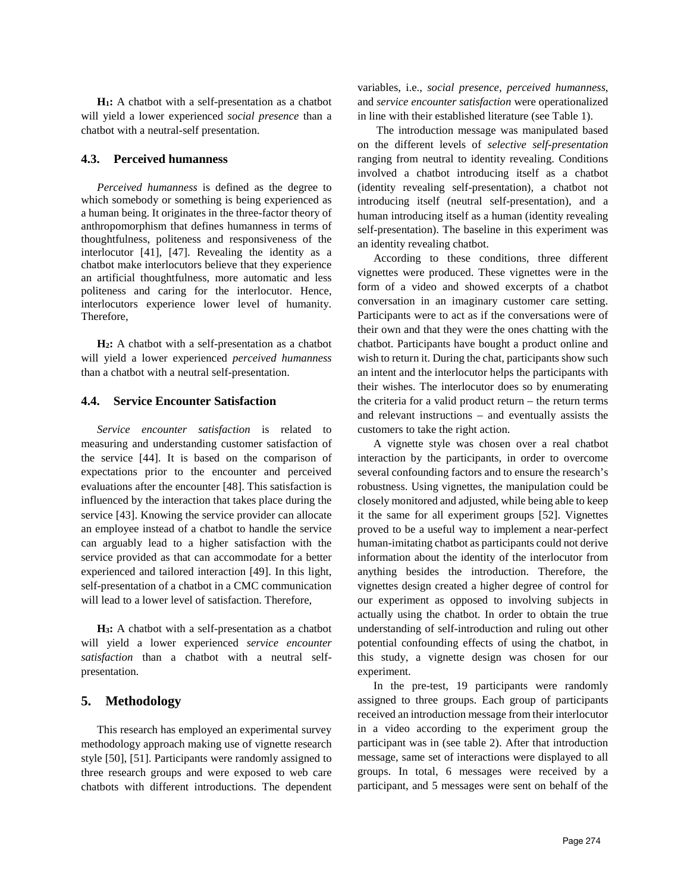**H$_1$:** A chatbot with a self-presentation as a chatbot will yield a lower experienced *social presence* than a chatbot with a neutral-self presentation.

### 4.3. Perceived humanness

*Perceived humanness* is defined as the degree to which somebody or something is being experienced as a human being. It originates in the three-factor theory of anthropomorphism that defines humanness in terms of thoughtfulness, politeness and responsiveness of the interlocutor [41], [47]. Revealing the identity as a chatbot make interlocutors believe that they experience an artificial thoughtfulness, more automatic and less politeness and caring for the interlocutor. Hence, interlocutors experience lower level of humanity. Therefore,

**H$_2$:** A chatbot with a self-presentation as a chatbot will yield a lower experienced *perceived humanness* than a chatbot with a neutral self-presentation.

### 4.4. Service Encounter Satisfaction

*Service encounter satisfaction* is related to measuring and understanding customer satisfaction of the service [44]. It is based on the comparison of expectations prior to the encounter and perceived evaluations after the encounter [48]. This satisfaction is influenced by the interaction that takes place during the service [43]. Knowing the service provider can allocate an employee instead of a chatbot to handle the service can arguably lead to a higher satisfaction with the service provided as that can accommodate for a better experienced and tailored interaction [49]. In this light, self-presentation of a chatbot in a CMC communication will lead to a lower level of satisfaction. Therefore,

**H$_3$:** A chatbot with a self-presentation as a chatbot will yield a lower experienced *service encounter satisfaction* than a chatbot with a neutral self-presentation.

## 5. Methodology

This research has employed an experimental survey methodology approach making use of vignette research style [50], [51]. Participants were randomly assigned to three research groups and were exposed to web care chatbots with different introductions. The dependent variables, i.e., *social presence*, *perceived humanness*, and *service encounter satisfaction* were operationalized in line with their established literature (see Table 1).

The introduction message was manipulated based on the different levels of *selective self-presentation* ranging from neutral to identity revealing. Conditions involved a chatbot introducing itself as a chatbot (identity revealing self-presentation), a chatbot not introducing itself (neutral self-presentation), and a human introducing itself as a human (identity revealing self-presentation). The baseline in this experiment was an identity revealing chatbot.

According to these conditions, three different vignettes were produced. These vignettes were in the form of a video and showed excerpts of a chatbot conversation in an imaginary customer care setting. Participants were to act as if the conversations were of their own and that they were the ones chatting with the chatbot. Participants have bought a product online and wish to return it. During the chat, participants show such an intent and the interlocutor helps the participants with their wishes. The interlocutor does so by enumerating the criteria for a valid product return – the return terms and relevant instructions – and eventually assists the customers to take the right action.

A vignette style was chosen over a real chatbot interaction by the participants, in order to overcome several confounding factors and to ensure the research's robustness. Using vignettes, the manipulation could be closely monitored and adjusted, while being able to keep it the same for all experiment groups [52]. Vignettes proved to be a useful way to implement a near-perfect human-imitating chatbot as participants could not derive information about the identity of the interlocutor from anything besides the introduction. Therefore, the vignettes design created a higher degree of control for our experiment as opposed to involving subjects in actually using the chatbot. In order to obtain the true understanding of self-introduction and ruling out other potential confounding effects of using the chatbot, in this study, a vignette design was chosen for our experiment.

In the pre-test, 19 participants were randomly assigned to three groups. Each group of participants received an introduction message from their interlocutor in a video according to the experiment group the participant was in (see table 2). After that introduction message, same set of interactions were displayed to all groups. In total, 6 messages were received by a participant, and 5 messages were sent on behalf of the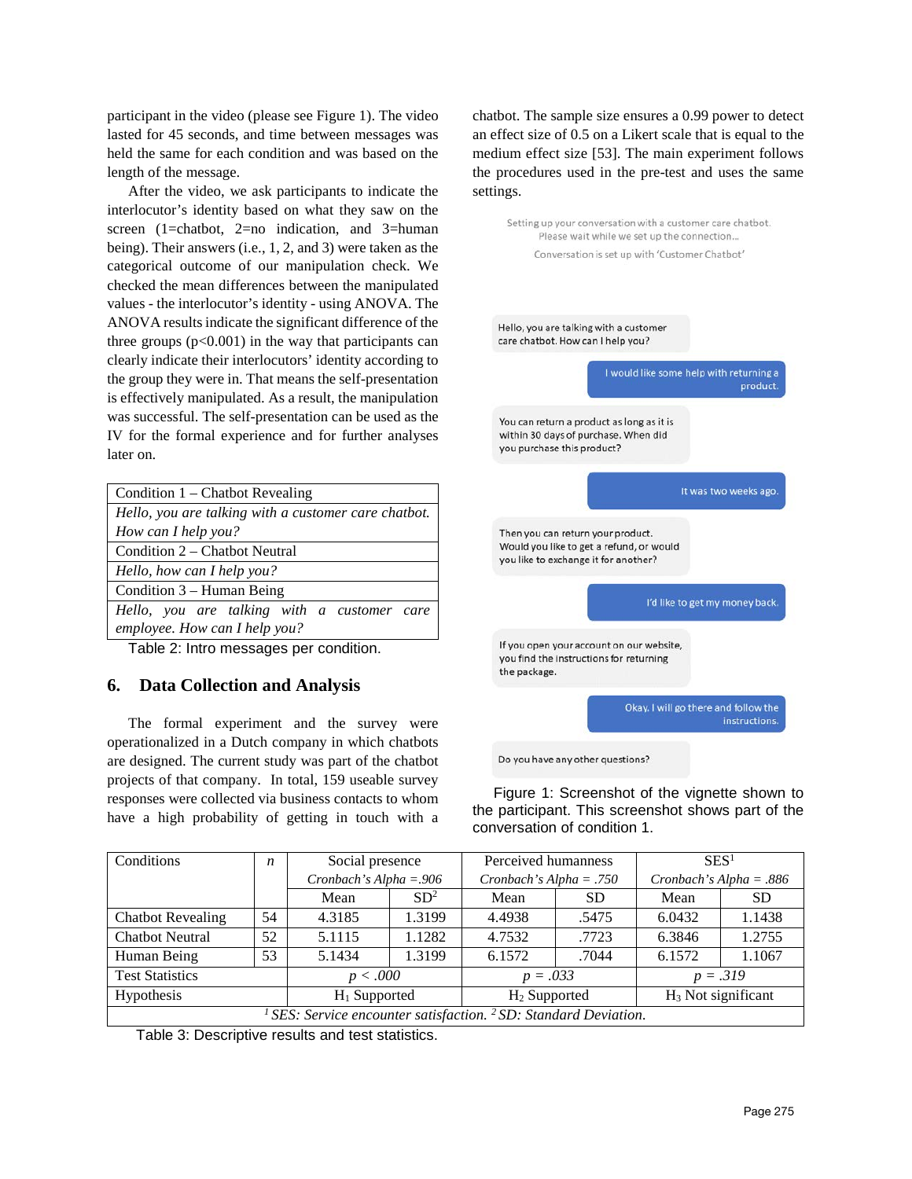participant in the video (please see Figure 1). The video lasted for 45 seconds, and time between messages was held the same for each condition and was based on the length of the message.

After the video, we ask participants to indicate the interlocutor's identity based on what they saw on the screen (1=chatbot, 2=no indication, and 3=human being). Their answers (i.e., 1, 2, and 3) were taken as the categorical outcome of our manipulation check. We checked the mean differences between the manipulated values - the interlocutor's identity - using ANOVA. The ANOVA results indicate the significant difference of the three groups ($p<0.001$) in the way that participants can clearly indicate their interlocutors' identity according to the group they were in. That means the self-presentation is effectively manipulated. As a result, the manipulation was successful. The self-presentation can be used as the IV for the formal experience and for further analyses later on.

| Condition 1 – Chatbot Revealing |
|---|
| *Hello, you are talking with a customer care chatbot. How can I help you?* |
| Condition 2 – Chatbot Neutral |
| *Hello, how can I help you?* |
| Condition 3 – Human Being |
| *Hello, you are talking with a customer care employee. How can I help you?* |

Table 2: Intro messages per condition.

## 6. Data Collection and Analysis

The formal experiment and the survey were operationalized in a Dutch company in which chatbots are designed. The current study was part of the chatbot projects of that company. In total, 159 useable survey responses were collected via business contacts to whom have a high probability of getting in touch with a chatbot. The sample size ensures a 0.99 power to detect an effect size of 0.5 on a Likert scale that is equal to the medium effect size [53]. The main experiment follows the procedures used in the pre-test and uses the same settings.

Setting up your conversation with a customer care chatbot.
Please wait while we set up the connection...
Conversation is set up with 'Customer Chatbot'

Hello, you are talking with a customer care chatbot. How can I help you?

I would like some help with returning a product.

You can return a product as long as it is within 30 days of purchase. When did you purchase this product?

It was two weeks ago.

Then you can return your product. Would you like to get a refund, or would you like to exchange it for another?

I'd like to get my money back.

If you open your account on our website, you find the instructions for returning the package.

Okay, I will go there and follow the instructions.

Do you have any other questions?

Figure 1: Screenshot of the vignette shown to the participant. This screenshot shows part of the conversation of condition 1.

| Conditions | *n* | Social presence | | Perceived humanness | | SES[1] | |
|---|---|---|---|---|---|---|---|
| | | *Cronbach's Alpha =.906* | | *Cronbach's Alpha = .750* | | *Cronbach's Alpha = .886* | |
| | | Mean | SD[2] | Mean | SD | Mean | SD |
| Chatbot Revealing | 54 | 4.3185 | 1.3199 | 4.4938 | .5475 | 6.0432 | 1.1438 |
| Chatbot Neutral | 52 | 5.1115 | 1.1282 | 4.7532 | .7723 | 6.3846 | 1.2755 |
| Human Being | 53 | 5.1434 | 1.3199 | 6.1572 | .7044 | 6.1572 | 1.1067 |
| Test Statistics | | $p < .000$ | | $p = .033$ | | $p = .319$ | |
| Hypothesis | | $H_1$ Supported | | $H_2$ Supported | | $H_3$ Not significant | |

*[1] SES: Service encounter satisfaction. [2] SD: Standard Deviation.*

Table 3: Descriptive results and test statistics.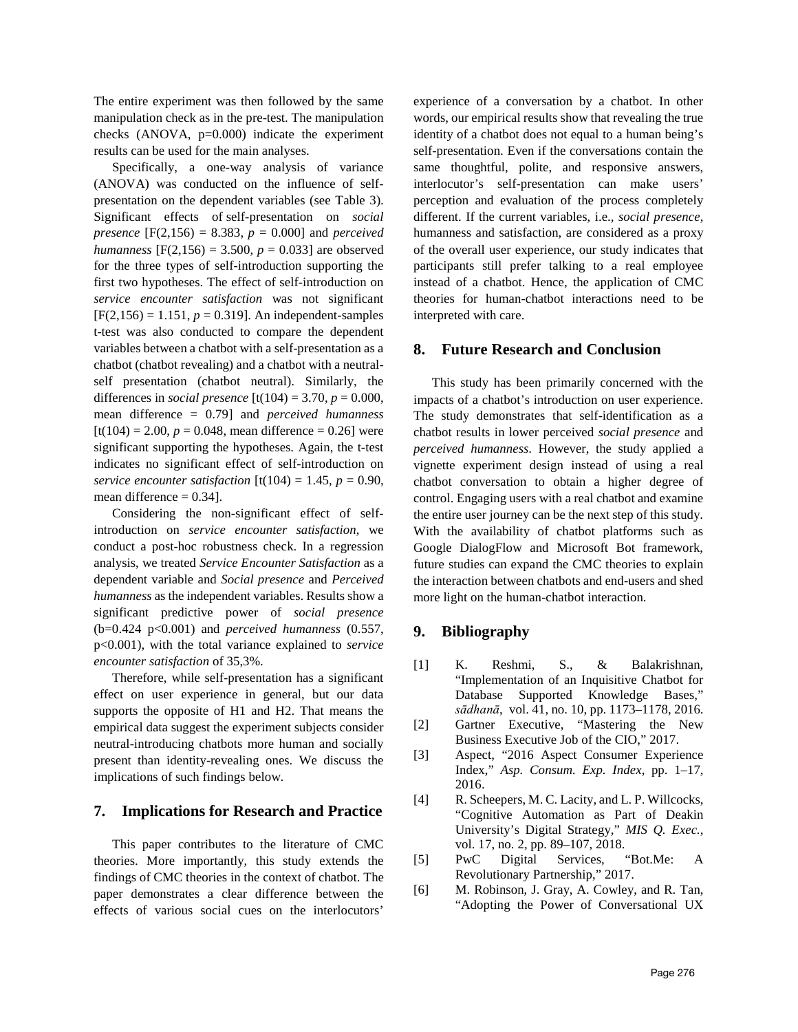The entire experiment was then followed by the same manipulation check as in the pre-test. The manipulation checks (ANOVA, p=0.000) indicate the experiment results can be used for the main analyses.

Specifically, a one-way analysis of variance (ANOVA) was conducted on the influence of self-presentation on the dependent variables (see Table 3). Significant effects of self-presentation on *social presence* [$F(2,156) = 8.383$, $p = 0.000$] and *perceived humanness* [$F(2,156) = 3.500$, $p = 0.033$] are observed for the three types of self-introduction supporting the first two hypotheses. The effect of self-introduction on *service encounter satisfaction* was not significant [$F(2,156) = 1.151$, $p = 0.319$]. An independent-samples t-test was also conducted to compare the dependent variables between a chatbot with a self-presentation as a chatbot (chatbot revealing) and a chatbot with a neutral-self presentation (chatbot neutral). Similarly, the differences in *social presence* [$t(104) = 3.70$, $p = 0.000$, mean difference = 0.79] and *perceived humanness* [$t(104) = 2.00$, $p = 0.048$, mean difference = 0.26] were significant supporting the hypotheses. Again, the t-test indicates no significant effect of self-introduction on *service encounter satisfaction* [$t(104) = 1.45$, $p = 0.90$, mean difference = 0.34].

Considering the non-significant effect of self-introduction on *service encounter satisfaction*, we conduct a post-hoc robustness check. In a regression analysis, we treated *Service Encounter Satisfaction* as a dependent variable and *Social presence* and *Perceived humanness* as the independent variables. Results show a significant predictive power of *social presence* ($b=0.424$ $p<0.001$) and *perceived humanness* (0.557, $p<0.001$), with the total variance explained to *service encounter satisfaction* of 35,3%.

Therefore, while self-presentation has a significant effect on user experience in general, but our data supports the opposite of H1 and H2. That means the empirical data suggest the experiment subjects consider neutral-introducing chatbots more human and socially present than identity-revealing ones. We discuss the implications of such findings below.

## 7. Implications for Research and Practice

This paper contributes to the literature of CMC theories. More importantly, this study extends the findings of CMC theories in the context of chatbot. The paper demonstrates a clear difference between the effects of various social cues on the interlocutors' experience of a conversation by a chatbot. In other words, our empirical results show that revealing the true identity of a chatbot does not equal to a human being's self-presentation. Even if the conversations contain the same thoughtful, polite, and responsive answers, interlocutor's self-presentation can make users' perception and evaluation of the process completely different. If the current variables, i.e., *social presence*, humanness and satisfaction, are considered as a proxy of the overall user experience, our study indicates that participants still prefer talking to a real employee instead of a chatbot. Hence, the application of CMC theories for human-chatbot interactions need to be interpreted with care.

## 8. Future Research and Conclusion

This study has been primarily concerned with the impacts of a chatbot's introduction on user experience. The study demonstrates that self-identification as a chatbot results in lower perceived *social presence* and *perceived humanness*. However, the study applied a vignette experiment design instead of using a real chatbot conversation to obtain a higher degree of control. Engaging users with a real chatbot and examine the entire user journey can be the next step of this study. With the availability of chatbot platforms such as Google DialogFlow and Microsoft Bot framework, future studies can expand the CMC theories to explain the interaction between chatbots and end-users and shed more light on the human-chatbot interaction.

## 9. Bibliography

[1] K. Reshmi, S., & Balakrishnan, "Implementation of an Inquisitive Chatbot for Database Supported Knowledge Bases," *sādhanā*, vol. 41, no. 10, pp. 1173–1178, 2016.

[2] Gartner Executive, "Mastering the New Business Executive Job of the CIO," 2017.

[3] Aspect, "2016 Aspect Consumer Experience Index," *Asp. Consum. Exp. Index*, pp. 1–17, 2016.

[4] R. Scheepers, M. C. Lacity, and L. P. Willcocks, "Cognitive Automation as Part of Deakin University's Digital Strategy," *MIS Q. Exec.*, vol. 17, no. 2, pp. 89–107, 2018.

[5] PwC Digital Services, "Bot.Me: A Revolutionary Partnership," 2017.

[6] M. Robinson, J. Gray, A. Cowley, and R. Tan, "Adopting the Power of Conversational UX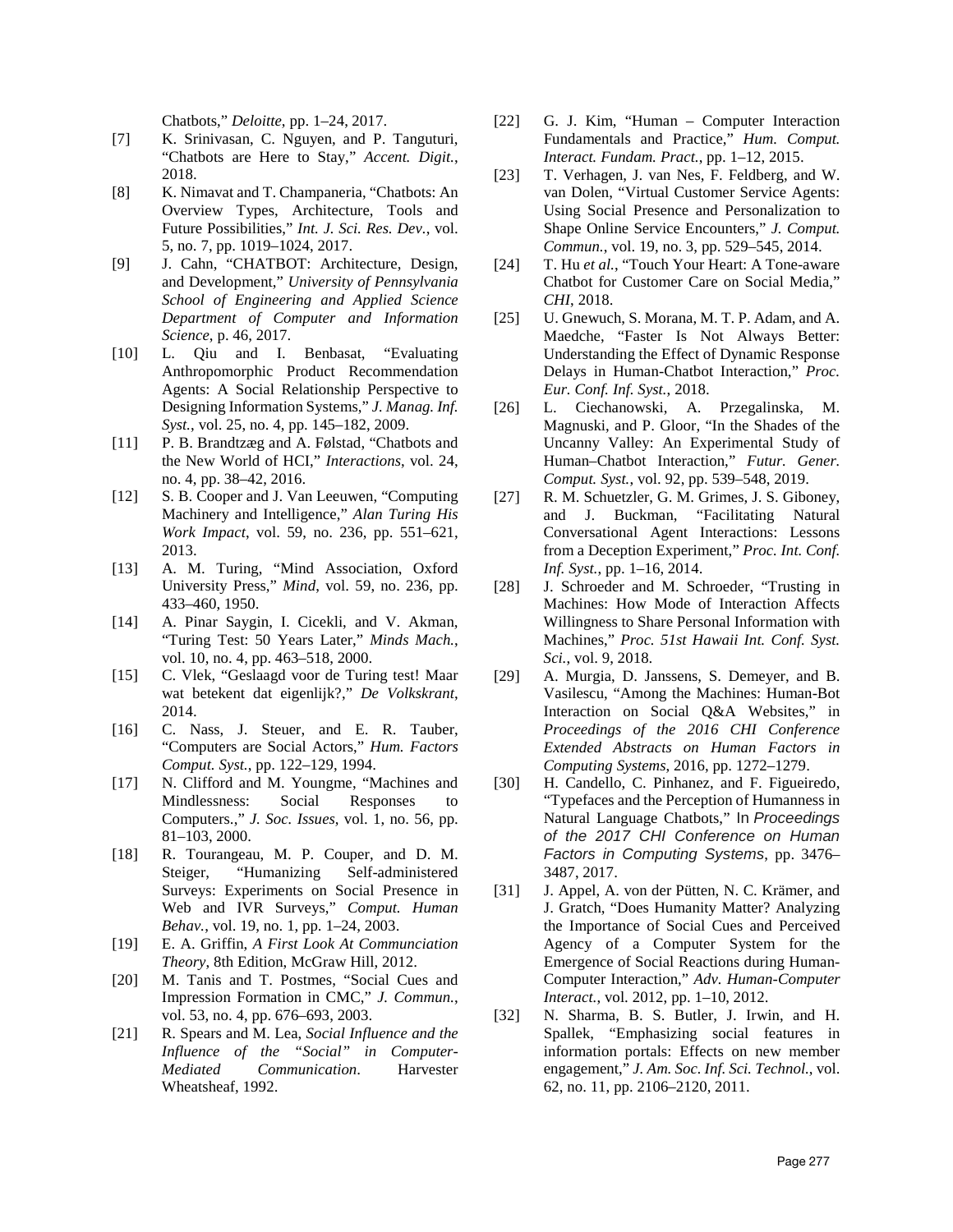Chatbots," *Deloitte*, pp. 1–24, 2017.

[7] K. Srinivasan, C. Nguyen, and P. Tanguturi, "Chatbots are Here to Stay," *Accent. Digit.*, 2018.

[8] K. Nimavat and T. Champaneria, "Chatbots: An Overview Types, Architecture, Tools and Future Possibilities," *Int. J. Sci. Res. Dev.*, vol. 5, no. 7, pp. 1019–1024, 2017.

[9] J. Cahn, "CHATBOT: Architecture, Design, and Development," *University of Pennsylvania School of Engineering and Applied Science Department of Computer and Information Science*, p. 46, 2017.

[10] L. Qiu and I. Benbasat, "Evaluating Anthropomorphic Product Recommendation Agents: A Social Relationship Perspective to Designing Information Systems," *J. Manag. Inf. Syst.*, vol. 25, no. 4, pp. 145–182, 2009.

[11] P. B. Brandtzæg and A. Følstad, "Chatbots and the New World of HCI," *Interactions*, vol. 24, no. 4, pp. 38–42, 2016.

[12] S. B. Cooper and J. Van Leeuwen, "Computing Machinery and Intelligence," *Alan Turing His Work Impact*, vol. 59, no. 236, pp. 551–621, 2013.

[13] A. M. Turing, "Mind Association, Oxford University Press," *Mind*, vol. 59, no. 236, pp. 433–460, 1950.

[14] A. Pinar Saygin, I. Cicekli, and V. Akman, "Turing Test: 50 Years Later," *Minds Mach.*, vol. 10, no. 4, pp. 463–518, 2000.

[15] C. Vlek, "Geslaagd voor de Turing test! Maar wat betekent dat eigenlijk?," *De Volkskrant*, 2014.

[16] C. Nass, J. Steuer, and E. R. Tauber, "Computers are Social Actors," *Hum. Factors Comput. Syst.*, pp. 122–129, 1994.

[17] N. Clifford and M. Youngme, "Machines and Mindlessness: Social Responses to Computers.," *J. Soc. Issues*, vol. 1, no. 56, pp. 81–103, 2000.

[18] R. Tourangeau, M. P. Couper, and D. M. Steiger, "Humanizing Self-administered Surveys: Experiments on Social Presence in Web and IVR Surveys," *Comput. Human Behav.*, vol. 19, no. 1, pp. 1–24, 2003.

[19] E. A. Griffin, *A First Look At Communciation Theory*, 8th Edition, McGraw Hill, 2012.

[20] M. Tanis and T. Postmes, "Social Cues and Impression Formation in CMC," *J. Commun.*, vol. 53, no. 4, pp. 676–693, 2003.

[21] R. Spears and M. Lea, *Social Influence and the Influence of the "Social" in Computer-Mediated Communication*. Harvester Wheatsheaf, 1992.

[22] G. J. Kim, "Human – Computer Interaction Fundamentals and Practice," *Hum. Comput. Interact. Fundam. Pract.*, pp. 1–12, 2015.

[23] T. Verhagen, J. van Nes, F. Feldberg, and W. van Dolen, "Virtual Customer Service Agents: Using Social Presence and Personalization to Shape Online Service Encounters," *J. Comput. Commun.*, vol. 19, no. 3, pp. 529–545, 2014.

[24] T. Hu *et al.*, "Touch Your Heart: A Tone-aware Chatbot for Customer Care on Social Media," *CHI*, 2018.

[25] U. Gnewuch, S. Morana, M. T. P. Adam, and A. Maedche, "Faster Is Not Always Better: Understanding the Effect of Dynamic Response Delays in Human-Chatbot Interaction," *Proc. Eur. Conf. Inf. Syst.*, 2018.

[26] L. Ciechanowski, A. Przegalinska, M. Magnuski, and P. Gloor, "In the Shades of the Uncanny Valley: An Experimental Study of Human–Chatbot Interaction," *Futur. Gener. Comput. Syst.*, vol. 92, pp. 539–548, 2019.

[27] R. M. Schuetzler, G. M. Grimes, J. S. Giboney, and J. Buckman, "Facilitating Natural Conversational Agent Interactions: Lessons from a Deception Experiment," *Proc. Int. Conf. Inf. Syst.*, pp. 1–16, 2014.

[28] J. Schroeder and M. Schroeder, "Trusting in Machines: How Mode of Interaction Affects Willingness to Share Personal Information with Machines," *Proc. 51st Hawaii Int. Conf. Syst. Sci.*, vol. 9, 2018.

[29] A. Murgia, D. Janssens, S. Demeyer, and B. Vasilescu, "Among the Machines: Human-Bot Interaction on Social Q&A Websites," in *Proceedings of the 2016 CHI Conference Extended Abstracts on Human Factors in Computing Systems*, 2016, pp. 1272–1279.

[30] H. Candello, C. Pinhanez, and F. Figueiredo, "Typefaces and the Perception of Humanness in Natural Language Chatbots," In *Proceedings of the 2017 CHI Conference on Human Factors in Computing Systems*, pp. 3476–3487, 2017.

[31] J. Appel, A. von der Pütten, N. C. Krämer, and J. Gratch, "Does Humanity Matter? Analyzing the Importance of Social Cues and Perceived Agency of a Computer System for the Emergence of Social Reactions during Human-Computer Interaction," *Adv. Human-Computer Interact.*, vol. 2012, pp. 1–10, 2012.

[32] N. Sharma, B. S. Butler, J. Irwin, and H. Spallek, "Emphasizing social features in information portals: Effects on new member engagement," *J. Am. Soc. Inf. Sci. Technol.*, vol. 62, no. 11, pp. 2106–2120, 2011.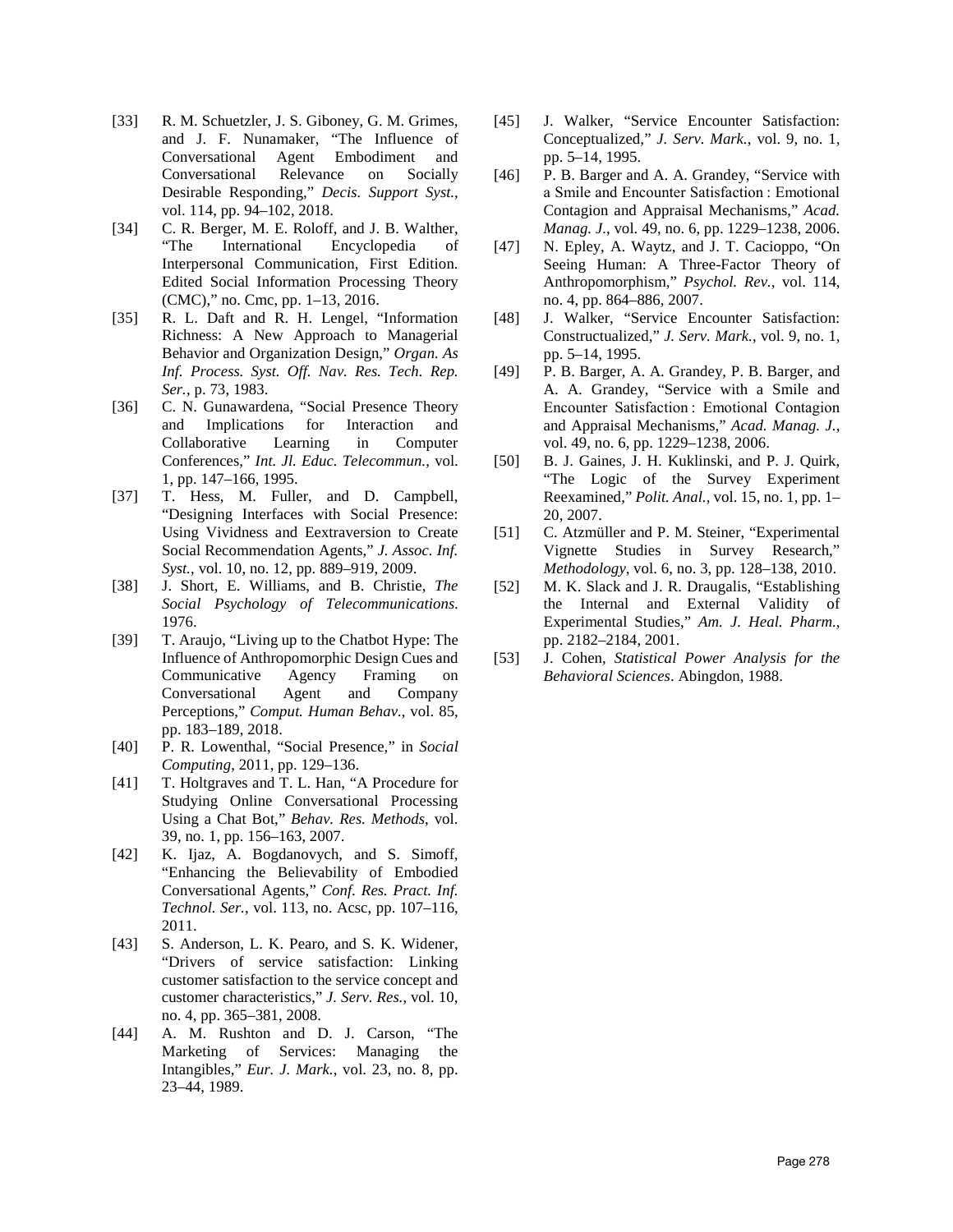[33] R. M. Schuetzler, J. S. Giboney, G. M. Grimes, and J. F. Nunamaker, "The Influence of Conversational Agent Embodiment and Conversational Relevance on Socially Desirable Responding," *Decis. Support Syst.*, vol. 114, pp. 94–102, 2018.

[34] C. R. Berger, M. E. Roloff, and J. B. Walther, "The International Encyclopedia of Interpersonal Communication, First Edition. Edited Social Information Processing Theory (CMC)," no. Cmc, pp. 1–13, 2016.

[35] R. L. Daft and R. H. Lengel, "Information Richness: A New Approach to Managerial Behavior and Organization Design," *Organ. As Inf. Process. Syst. Off. Nav. Res. Tech. Rep. Ser.*, p. 73, 1983.

[36] C. N. Gunawardena, "Social Presence Theory and Implications for Interaction and Collaborative Learning in Computer Conferences," *Int. Jl. Educ. Telecommun.*, vol. 1, pp. 147–166, 1995.

[37] T. Hess, M. Fuller, and D. Campbell, "Designing Interfaces with Social Presence: Using Vividness and Eextraversion to Create Social Recommendation Agents," *J. Assoc. Inf. Syst.*, vol. 10, no. 12, pp. 889–919, 2009.

[38] J. Short, E. Williams, and B. Christie, *The Social Psychology of Telecommunications*. 1976.

[39] T. Araujo, "Living up to the Chatbot Hype: The Influence of Anthropomorphic Design Cues and Communicative Agency Framing on Conversational Agent and Company Perceptions," *Comput. Human Behav.*, vol. 85, pp. 183–189, 2018.

[40] P. R. Lowenthal, "Social Presence," in *Social Computing*, 2011, pp. 129–136.

[41] T. Holtgraves and T. L. Han, "A Procedure for Studying Online Conversational Processing Using a Chat Bot," *Behav. Res. Methods*, vol. 39, no. 1, pp. 156–163, 2007.

[42] K. Ijaz, A. Bogdanovych, and S. Simoff, "Enhancing the Believability of Embodied Conversational Agents," *Conf. Res. Pract. Inf. Technol. Ser.*, vol. 113, no. Acsc, pp. 107–116, 2011.

[43] S. Anderson, L. K. Pearo, and S. K. Widener, "Drivers of service satisfaction: Linking customer satisfaction to the service concept and customer characteristics," *J. Serv. Res.*, vol. 10, no. 4, pp. 365–381, 2008.

[44] A. M. Rushton and D. J. Carson, "The Marketing of Services: Managing the Intangibles," *Eur. J. Mark.*, vol. 23, no. 8, pp. 23–44, 1989.

[45] J. Walker, "Service Encounter Satisfaction: Conceptualized," *J. Serv. Mark.*, vol. 9, no. 1, pp. 5–14, 1995.

[46] P. B. Barger and A. A. Grandey, "Service with a Smile and Encounter Satisfaction : Emotional Contagion and Appraisal Mechanisms," *Acad. Manag. J.*, vol. 49, no. 6, pp. 1229–1238, 2006.

[47] N. Epley, A. Waytz, and J. T. Cacioppo, "On Seeing Human: A Three-Factor Theory of Anthropomorphism," *Psychol. Rev.*, vol. 114, no. 4, pp. 864–886, 2007.

[48] J. Walker, "Service Encounter Satisfaction: Constructualized," *J. Serv. Mark.*, vol. 9, no. 1, pp. 5–14, 1995.

[49] P. B. Barger, A. A. Grandey, P. B. Barger, and A. A. Grandey, "Service with a Smile and Encounter Satisfaction : Emotional Contagion and Appraisal Mechanisms," *Acad. Manag. J.*, vol. 49, no. 6, pp. 1229–1238, 2006.

[50] B. J. Gaines, J. H. Kuklinski, and P. J. Quirk, "The Logic of the Survey Experiment Reexamined," *Polit. Anal.*, vol. 15, no. 1, pp. 1–20, 2007.

[51] C. Atzmüller and P. M. Steiner, "Experimental Vignette Studies in Survey Research," *Methodology*, vol. 6, no. 3, pp. 128–138, 2010.

[52] M. K. Slack and J. R. Draugalis, "Establishing the Internal and External Validity of Experimental Studies," *Am. J. Heal. Pharm.*, pp. 2182–2184, 2001.

[53] J. Cohen, *Statistical Power Analysis for the Behavioral Sciences*. Abingdon, 1988.